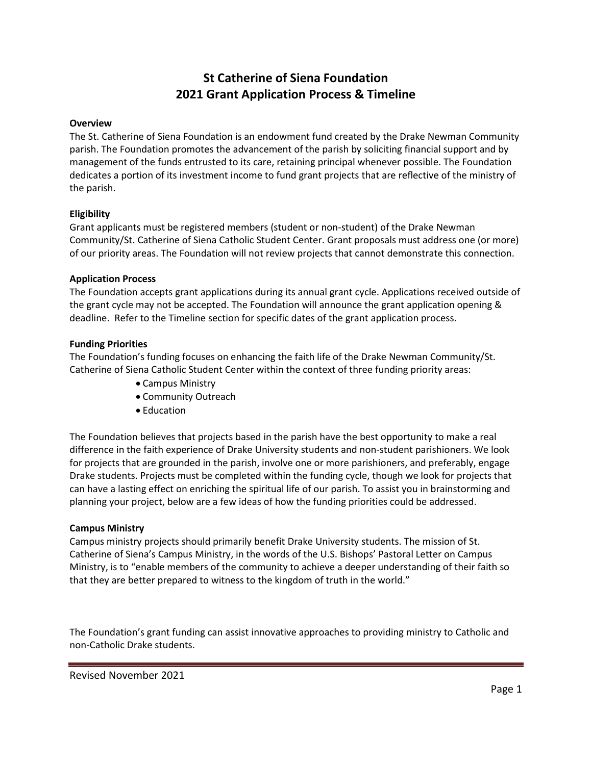# St Catherine of Siena Foundation
# 2021 Grant Application Process & Timeline

**Overview**

The St. Catherine of Siena Foundation is an endowment fund created by the Drake Newman Community parish. The Foundation promotes the advancement of the parish by soliciting financial support and by management of the funds entrusted to its care, retaining principal whenever possible. The Foundation dedicates a portion of its investment income to fund grant projects that are reflective of the ministry of the parish.

**Eligibility**

Grant applicants must be registered members (student or non-student) of the Drake Newman Community/St. Catherine of Siena Catholic Student Center. Grant proposals must address one (or more) of our priority areas. The Foundation will not review projects that cannot demonstrate this connection.

**Application Process**

The Foundation accepts grant applications during its annual grant cycle. Applications received outside of the grant cycle may not be accepted. The Foundation will announce the grant application opening & deadline. Refer to the Timeline section for specific dates of the grant application process.

**Funding Priorities**

The Foundation's funding focuses on enhancing the faith life of the Drake Newman Community/St. Catherine of Siena Catholic Student Center within the context of three funding priority areas:

- Campus Ministry
- Community Outreach
- Education

The Foundation believes that projects based in the parish have the best opportunity to make a real difference in the faith experience of Drake University students and non-student parishioners. We look for projects that are grounded in the parish, involve one or more parishioners, and preferably, engage Drake students. Projects must be completed within the funding cycle, though we look for projects that can have a lasting effect on enriching the spiritual life of our parish. To assist you in brainstorming and planning your project, below are a few ideas of how the funding priorities could be addressed.

**Campus Ministry**

Campus ministry projects should primarily benefit Drake University students. The mission of St. Catherine of Siena's Campus Ministry, in the words of the U.S. Bishops' Pastoral Letter on Campus Ministry, is to "enable members of the community to achieve a deeper understanding of their faith so that they are better prepared to witness to the kingdom of truth in the world."

The Foundation's grant funding can assist innovative approaches to providing ministry to Catholic and non-Catholic Drake students.

Revised November 2021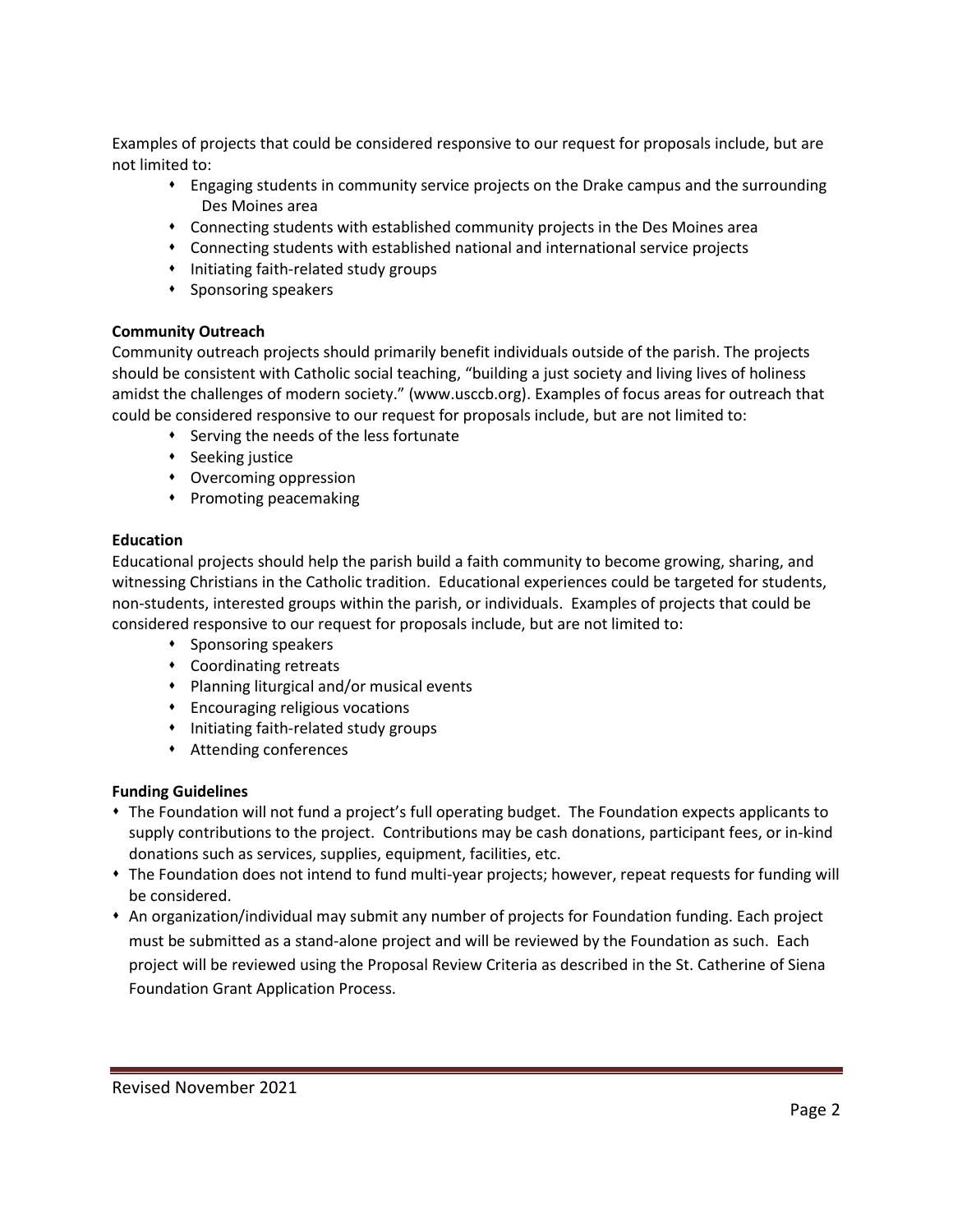Examples of projects that could be considered responsive to our request for proposals include, but are not limited to:

- Engaging students in community service projects on the Drake campus and the surrounding Des Moines area
- Connecting students with established community projects in the Des Moines area
- Connecting students with established national and international service projects
- Initiating faith-related study groups
- Sponsoring speakers

**Community Outreach**

Community outreach projects should primarily benefit individuals outside of the parish. The projects should be consistent with Catholic social teaching, "building a just society and living lives of holiness amidst the challenges of modern society." (www.usccb.org). Examples of focus areas for outreach that could be considered responsive to our request for proposals include, but are not limited to:

- Serving the needs of the less fortunate
- Seeking justice
- Overcoming oppression
- Promoting peacemaking

**Education**

Educational projects should help the parish build a faith community to become growing, sharing, and witnessing Christians in the Catholic tradition. Educational experiences could be targeted for students, non-students, interested groups within the parish, or individuals. Examples of projects that could be considered responsive to our request for proposals include, but are not limited to:

- Sponsoring speakers
- Coordinating retreats
- Planning liturgical and/or musical events
- Encouraging religious vocations
- Initiating faith-related study groups
- Attending conferences

**Funding Guidelines**

- The Foundation will not fund a project's full operating budget. The Foundation expects applicants to supply contributions to the project. Contributions may be cash donations, participant fees, or in-kind donations such as services, supplies, equipment, facilities, etc.
- The Foundation does not intend to fund multi-year projects; however, repeat requests for funding will be considered.
- An organization/individual may submit any number of projects for Foundation funding. Each project must be submitted as a stand-alone project and will be reviewed by the Foundation as such. Each project will be reviewed using the Proposal Review Criteria as described in the St. Catherine of Siena Foundation Grant Application Process.

Revised November 2021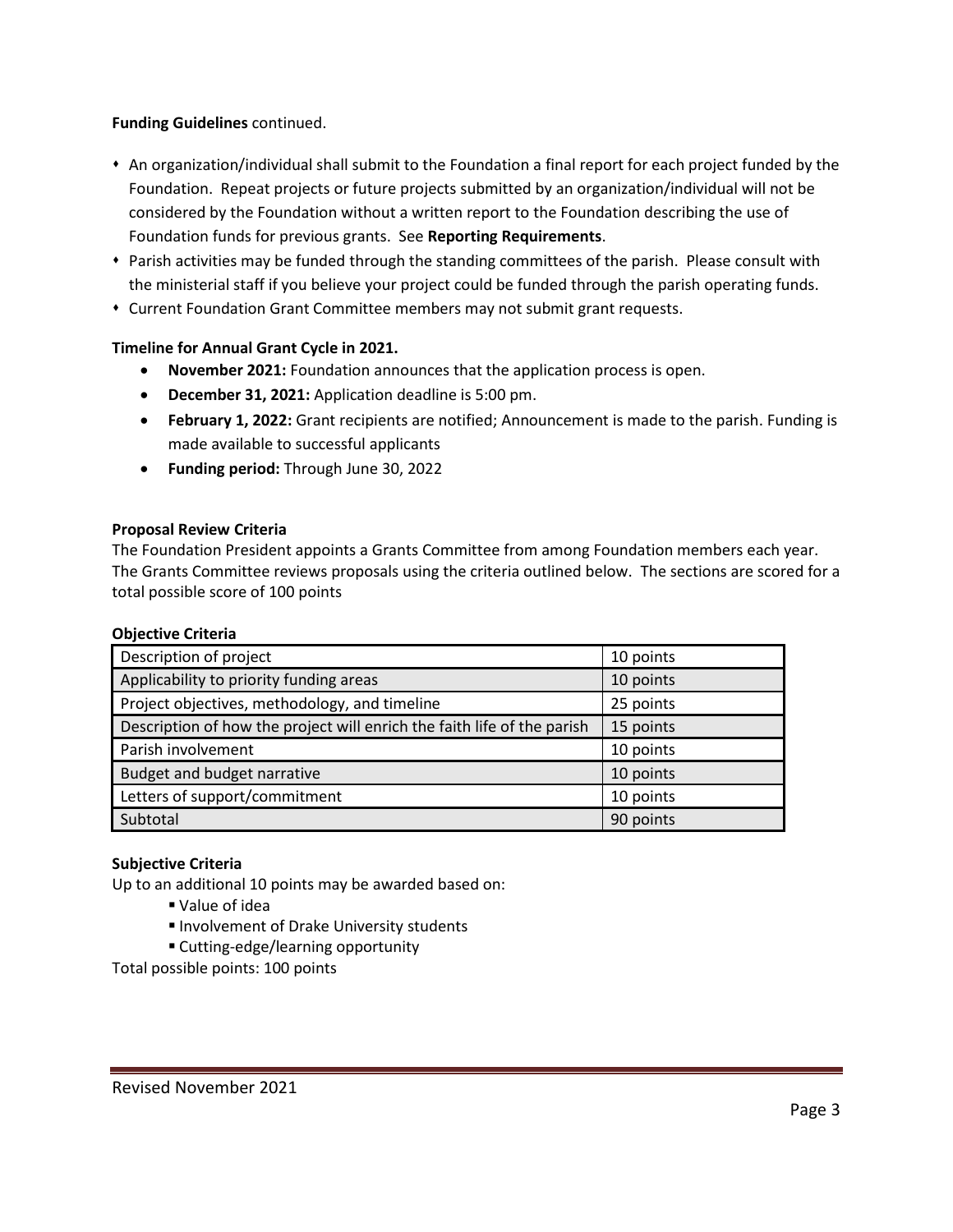**Funding Guidelines** continued.

- An organization/individual shall submit to the Foundation a final report for each project funded by the Foundation. Repeat projects or future projects submitted by an organization/individual will not be considered by the Foundation without a written report to the Foundation describing the use of Foundation funds for previous grants. See **Reporting Requirements**.
- Parish activities may be funded through the standing committees of the parish. Please consult with the ministerial staff if you believe your project could be funded through the parish operating funds.
- Current Foundation Grant Committee members may not submit grant requests.

**Timeline for Annual Grant Cycle in 2021.**

- **November 2021:** Foundation announces that the application process is open.
- **December 31, 2021:** Application deadline is 5:00 pm.
- **February 1, 2022:** Grant recipients are notified; Announcement is made to the parish. Funding is made available to successful applicants
- **Funding period:** Through June 30, 2022

**Proposal Review Criteria**

The Foundation President appoints a Grants Committee from among Foundation members each year. The Grants Committee reviews proposals using the criteria outlined below. The sections are scored for a total possible score of 100 points

**Objective Criteria**

| Criteria | Points |
|---|---|
| Description of project | 10 points |
| Applicability to priority funding areas | 10 points |
| Project objectives, methodology, and timeline | 25 points |
| Description of how the project will enrich the faith life of the parish | 15 points |
| Parish involvement | 10 points |
| Budget and budget narrative | 10 points |
| Letters of support/commitment | 10 points |
| Subtotal | 90 points |

**Subjective Criteria**

Up to an additional 10 points may be awarded based on:

- Value of idea
- Involvement of Drake University students
- Cutting-edge/learning opportunity

Total possible points: 100 points

Revised November 2021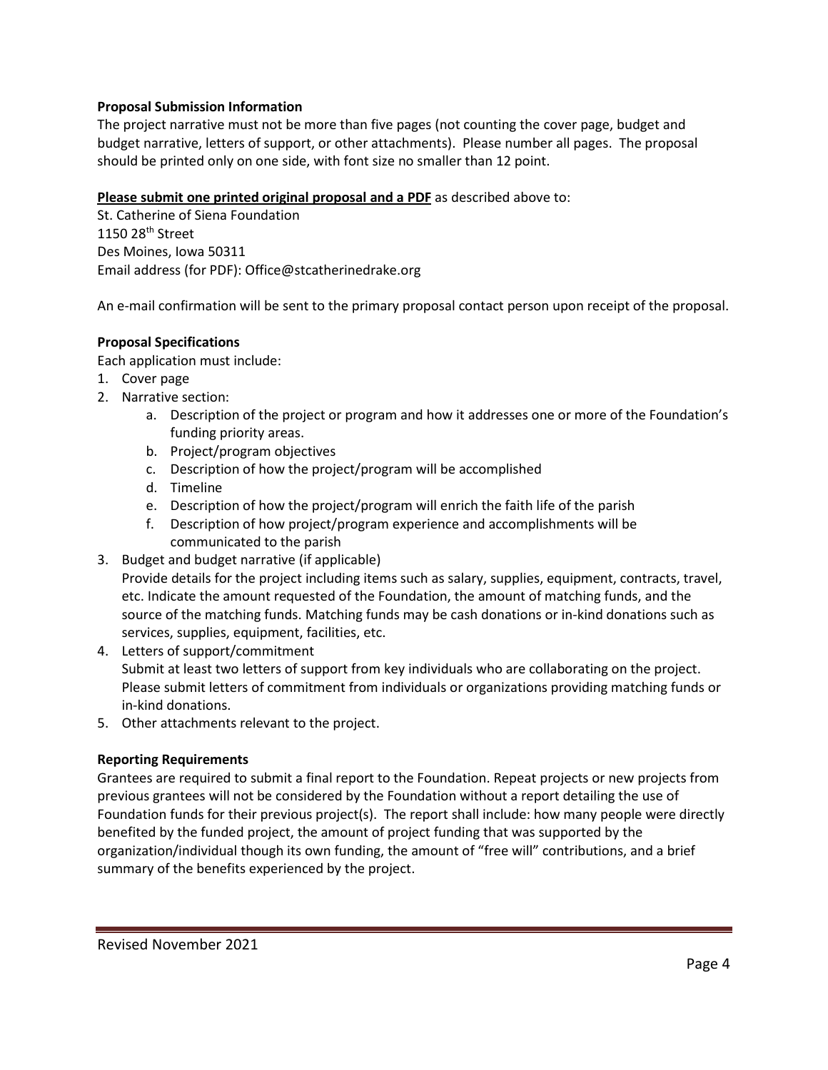**Proposal Submission Information**

The project narrative must not be more than five pages (not counting the cover page, budget and budget narrative, letters of support, or other attachments). Please number all pages. The proposal should be printed only on one side, with font size no smaller than 12 point.

**Please submit one printed original proposal and a PDF** as described above to:

St. Catherine of Siena Foundation
1150 28th Street
Des Moines, Iowa 50311
Email address (for PDF): Office@stcatherinedrake.org

An e-mail confirmation will be sent to the primary proposal contact person upon receipt of the proposal.

**Proposal Specifications**

Each application must include:

1. Cover page
2. Narrative section:
   a. Description of the project or program and how it addresses one or more of the Foundation's funding priority areas.
   b. Project/program objectives
   c. Description of how the project/program will be accomplished
   d. Timeline
   e. Description of how the project/program will enrich the faith life of the parish
   f. Description of how project/program experience and accomplishments will be communicated to the parish
3. Budget and budget narrative (if applicable)
   Provide details for the project including items such as salary, supplies, equipment, contracts, travel, etc. Indicate the amount requested of the Foundation, the amount of matching funds, and the source of the matching funds. Matching funds may be cash donations or in-kind donations such as services, supplies, equipment, facilities, etc.
4. Letters of support/commitment
   Submit at least two letters of support from key individuals who are collaborating on the project. Please submit letters of commitment from individuals or organizations providing matching funds or in-kind donations.
5. Other attachments relevant to the project.

**Reporting Requirements**

Grantees are required to submit a final report to the Foundation. Repeat projects or new projects from previous grantees will not be considered by the Foundation without a report detailing the use of Foundation funds for their previous project(s). The report shall include: how many people were directly benefited by the funded project, the amount of project funding that was supported by the organization/individual though its own funding, the amount of "free will" contributions, and a brief summary of the benefits experienced by the project.

Revised November 2021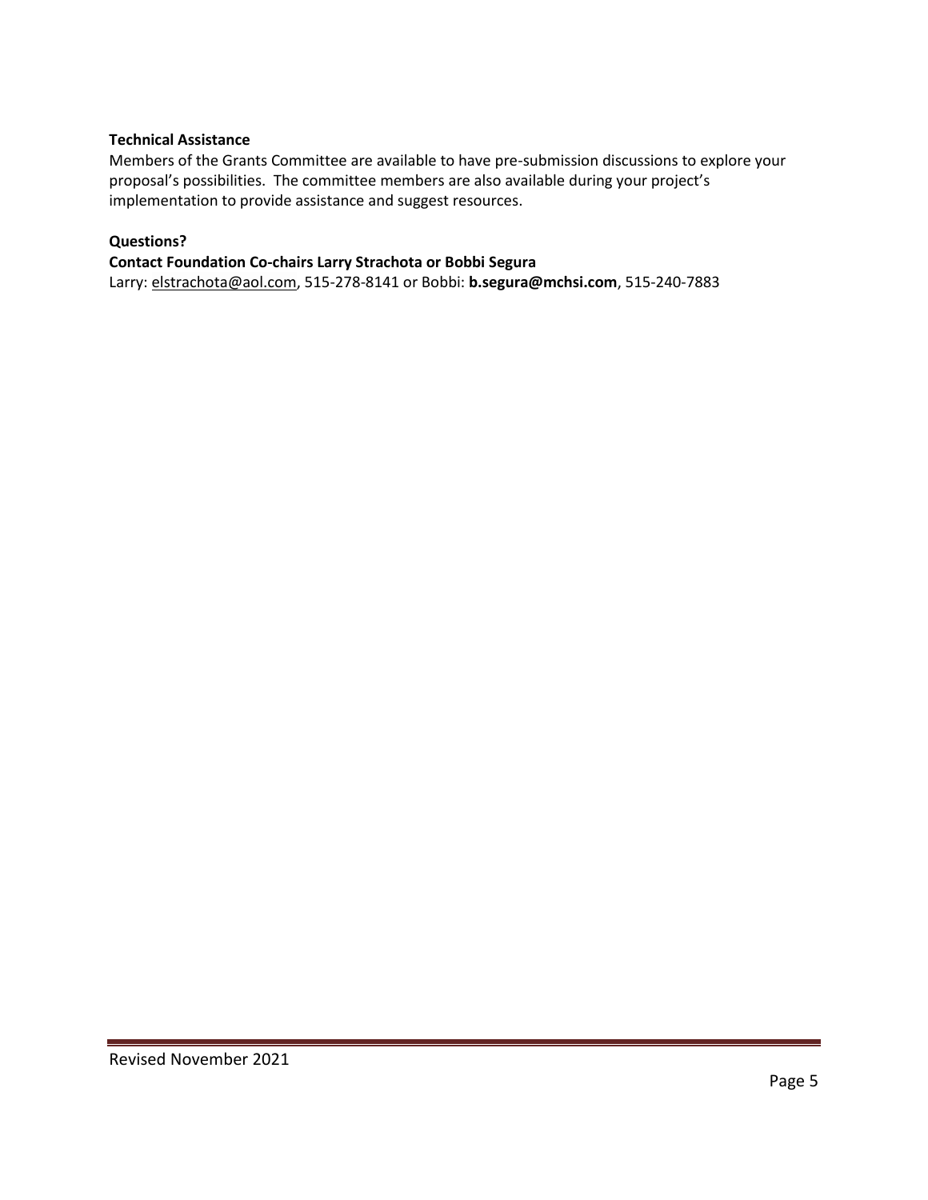**Technical Assistance**

Members of the Grants Committee are available to have pre-submission discussions to explore your proposal's possibilities. The committee members are also available during your project's implementation to provide assistance and suggest resources.

**Questions?**

**Contact Foundation Co-chairs Larry Strachota or Bobbi Segura**

Larry: elstrachota@aol.com, 515-278-8141 or Bobbi: **b.segura@mchsi.com**, 515-240-7883

Revised November 2021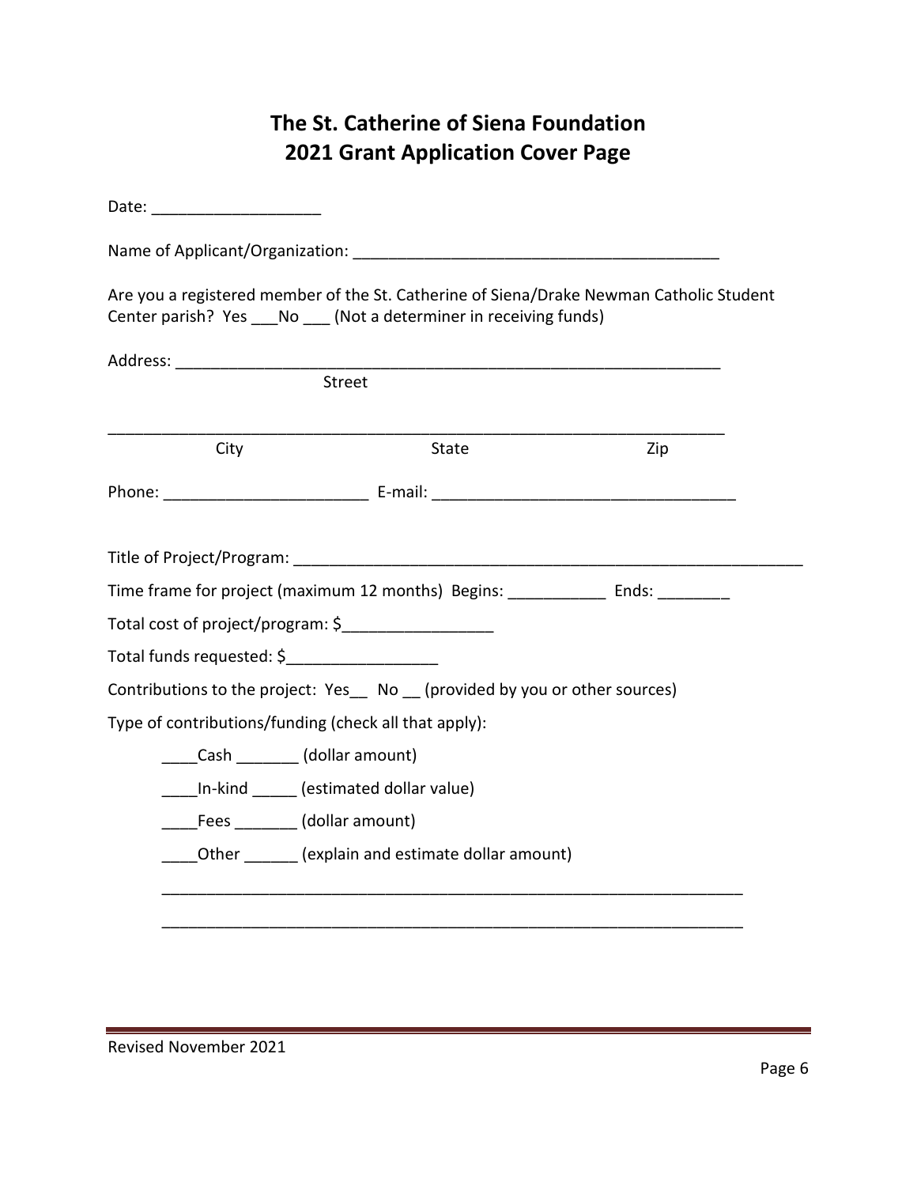# The St. Catherine of Siena Foundation
# 2021 Grant Application Cover Page

Date: ___________________

Name of Applicant/Organization: _________________________________________

Are you a registered member of the St. Catherine of Siena/Drake Newman Catholic Student Center parish? Yes ___No ___ (Not a determiner in receiving funds)

Address: _______________________________________________________________

Street

_______________________________________________________________________

City State Zip

Phone: _______________________ E-mail: __________________________________

Title of Project/Program: __________________________________________________________

Time frame for project (maximum 12 months) Begins: ___________ Ends: ________

Total cost of project/program: $_________________

Total funds requested: $_________________

Contributions to the project: Yes__ No __ (provided by you or other sources)

Type of contributions/funding (check all that apply):

____Cash _______ (dollar amount)

____In-kind _____ (estimated dollar value)

____Fees _______ (dollar amount)

____Other ______ (explain and estimate dollar amount)

_________________________________________________________________

_________________________________________________________________

Revised November 2021